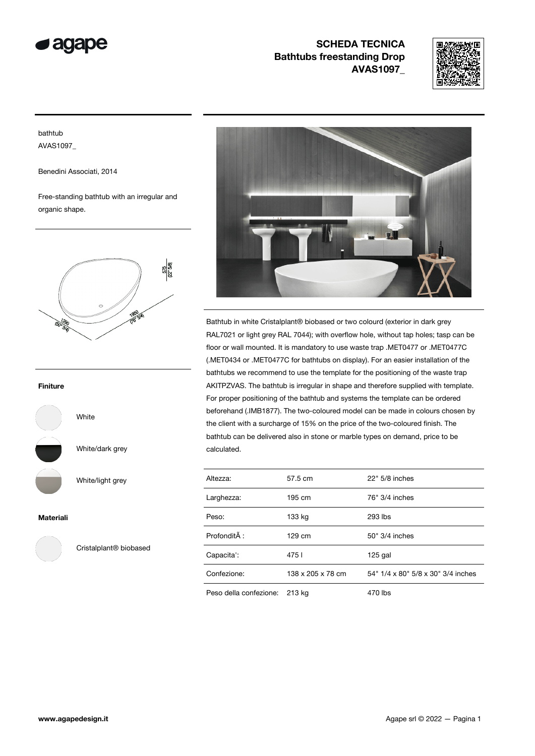# SCHEDA TECNICA
## Bathtubs freestanding Drop
## AVAS1097_

bathtub
AVAS1097_

Benedini Associati, 2014

Free-standing bathtub with an irregular and organic shape.

575 (22" 5/8)
1950 (76" 3/4)
1290 (50" 3/4)

**Finiture**

White

White/dark grey

White/light grey

**Materiali**

Cristalplant® biobased

Bathtub in white Cristalplant® biobased or two colourd (exterior in dark grey RAL7021 or light grey RAL 7044); with overflow hole, without tap holes; tasp can be floor or wall mounted. It is mandatory to use waste trap .MET0477 or .MET0477C (.MET0434 or .MET0477C for bathtubs on display). For an easier installation of the bathtubs we recommend to use the template for the positioning of the waste trap AKITPZVAS. The bathtub is irregular in shape and therefore supplied with template. For proper positioning of the bathtub and systems the template can be ordered beforehand (.IMB1877). The two-coloured model can be made in colours chosen by the client with a surcharge of 15% on the price of the two-coloured finish. The bathtub can be delivered also in stone or marble types on demand, price to be calculated.

| | | |
|---|---|---|
| Altezza: | 57.5 cm | 22" 5/8 inches |
| Larghezza: | 195 cm | 76" 3/4 inches |
| Peso: | 133 kg | 293 lbs |
| ProfonditÃ : | 129 cm | 50" 3/4 inches |
| Capacita': | 475 l | 125 gal |
| Confezione: | 138 x 205 x 78 cm | 54" 1/4 x 80" 5/8 x 30" 3/4 inches |
| Peso della confezione: | 213 kg | 470 lbs |

www.agapedesign.it

Agape srl © 2022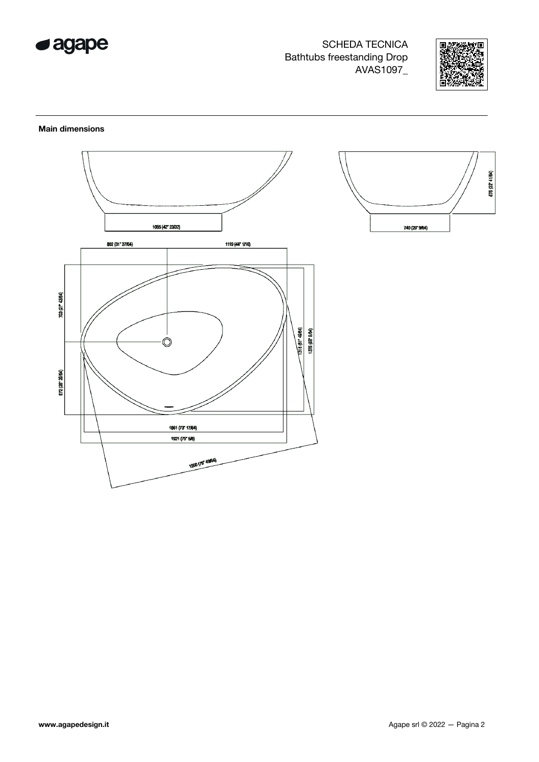SCHEDA TECNICA
Bathtubs freestanding Drop
AVAS1097_

**Main dimensions**

1085 (42" 23/32)

740 (29" 9/64)

575 (22" 41/64)

802 (31" 37/64)

1119 (44" 1/16)

703 (27" 43/64)

672 (26" 29/64)

1315 (51" 49/64)

1375 (53" 5/64)

1861 (73" 17/64)

1921 (75" 5/8)

1950 (76" 49/64)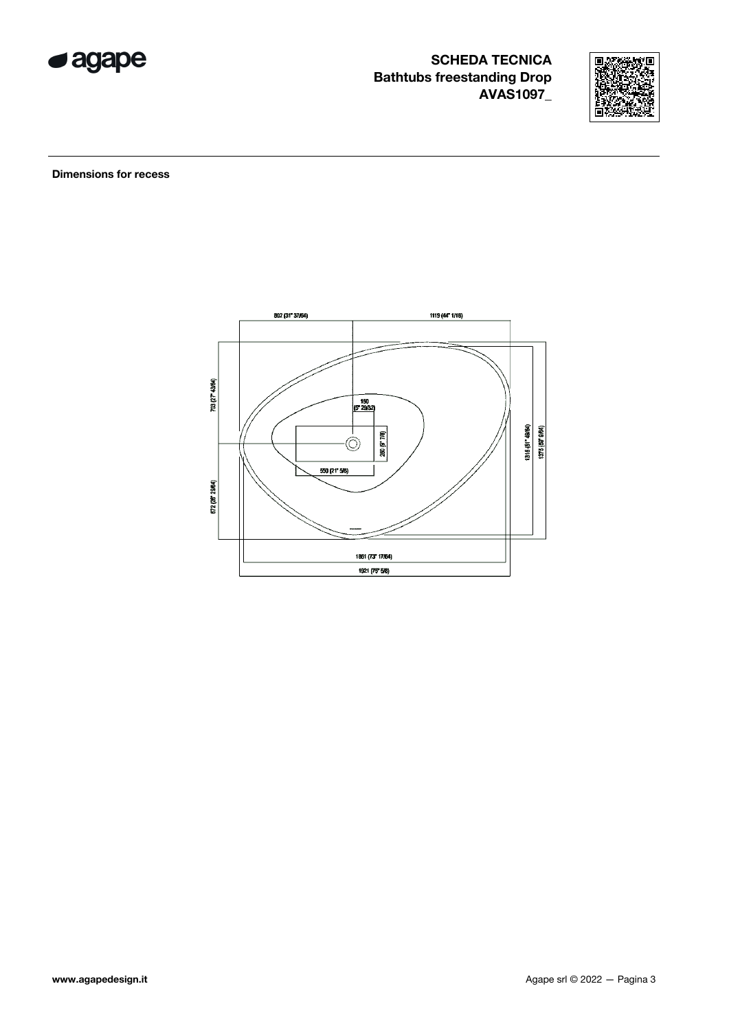**SCHEDA TECNICA**
**Bathtubs freestanding Drop**
**AVAS1097_**

**Dimensions for recess**

802 (31" 37/64)

1119 (44" 1/16)

150 (5" 29/32)

703 (27" 43/64)

250 (9" 7/8)

550 (21" 5/8)

1315 (51" 49/64)

1375 (53" 9/64)

672 (26" 29/64)

1861 (73" 17/64)

1921 (75" 5/8)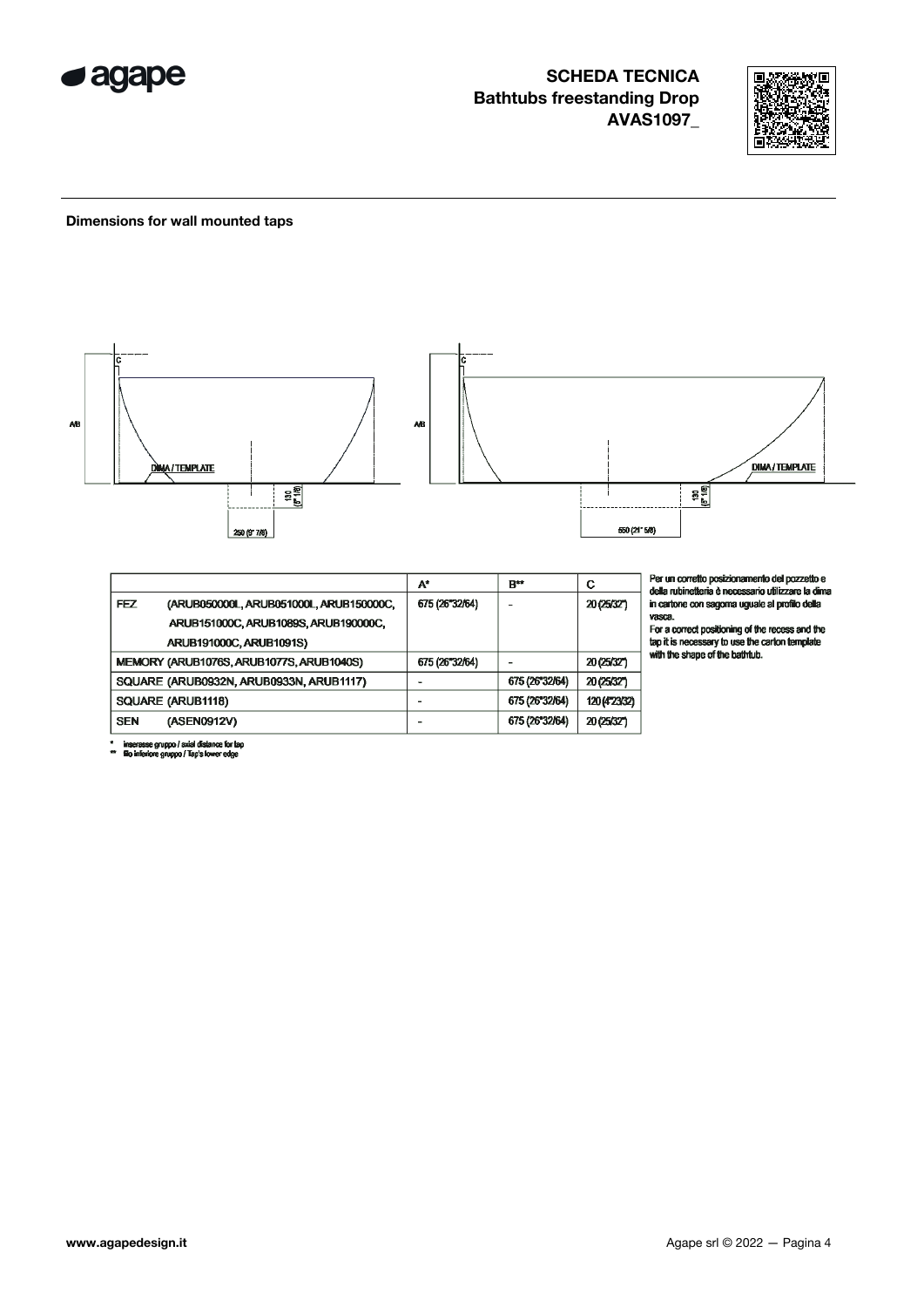**SCHEDA TECNICA**
**Bathtubs freestanding Drop**
**AVAS1097_**

### Dimensions for wall mounted taps

|  | A* | B** | C |
|---|---|---|---|
| FEZ (ARUB050000L, ARUB051000L, ARUB150000C, ARUB151000C, ARUB1089S, ARUB190000C, ARUB191000C, ARUB1091S) | 675 (26"32/64) | - | 20 (25/32") |
| MEMORY (ARUB1076S, ARUB1077S, ARUB1040S) | 675 (26"32/64) | - | 20 (25/32") |
| SQUARE (ARUB0932N, ARUB0933N, ARUB1117) | - | 675 (26"32/64) | 20 (25/32") |
| SQUARE (ARUB1118) | - | 675 (26"32/64) | 120 (4"23/32) |
| SEN (ASEN0912V) | - | 675 (26"32/64) | 20 (25/32") |

\* interasse gruppo / axial distance for tap
\** filo inferiore gruppo / Tap's lower edge

Per un corretto posizionamento del pozzetto e della rubinetteria è necessario utilizzare la dima in cartone con sagoma uguale al profilo della vasca.
For a correct positioning of the recess and the tap it is necessary to use the carton template with the shape of the bathtub.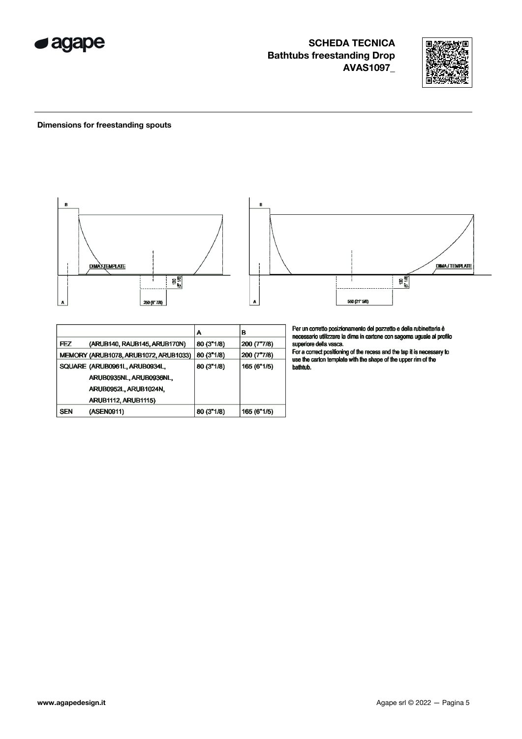**SCHEDA TECNICA**
**Bathtubs freestanding Drop**
**AVAS1097_**

**Dimensions for freestanding spouts**

| | A | B |
|---|---|---|
| FEZ (ARUB140, RAUB145, ARUB170N) | 80 (3"1/8) | 200 (7"7/8) |
| MEMORY (ARUB1078, ARUB1072, ARUB1033) | 80 (3"1/8) | 200 (7"7/8) |
| SQUARE (ARUB0961L, ARUB0934L, ARUB0935NL, ARUB0936NL, ARUB0952L, ARUB1024N, ARUB1112, ARUB1115) | 80 (3"1/8) | 165 (6"1/5) |
| SEN (ASEN0911) | 80 (3"1/8) | 165 (6"1/5) |

Per un corretto posizionamento del pozzetto e della rubinetteria è necessario utilizzare la dima in cartone con sagoma uguale al profilo superiore della vasca.

For a correct positioning of the recess and the tap it is necessary to use the carton template with the shape of the upper rim of the bathtub.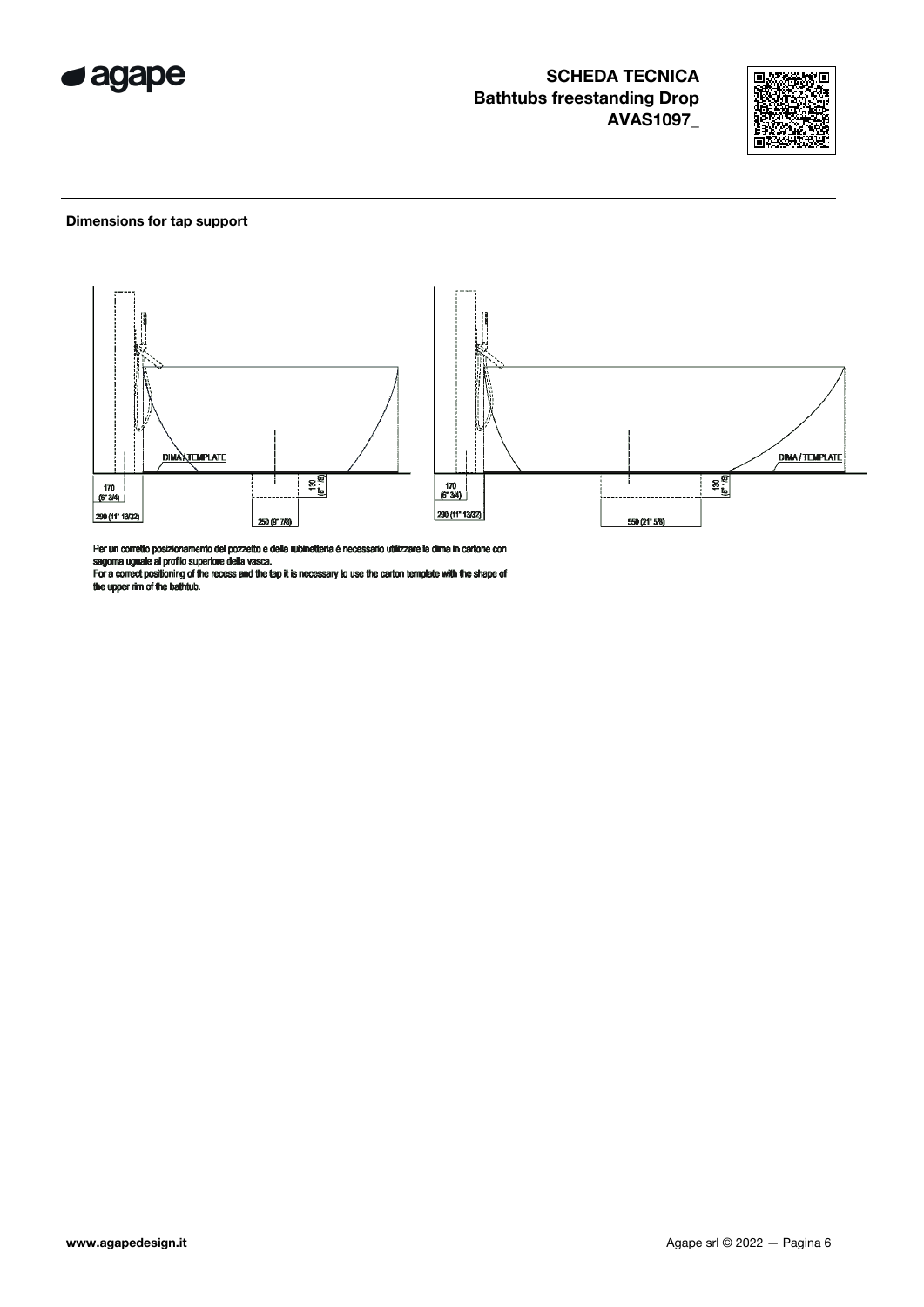## Dimensions for tap support

DIMA / TEMPLATE

170 (6" 3/4)

290 (11" 13/32)

130 (5" 1/8)

250 (9" 7/8)

DIMA / TEMPLATE

170 (6" 3/4)

290 (11" 13/32)

130 (5" 1/8)

550 (21" 5/8)

Per un corretto posizionamento del pozzetto e della rubinetteria è necessario utilizzare la dima in cartone con sagoma uguale al profilo superiore della vasca.
For a correct positioning of the recess and the tap it is necessary to use the carton template with the shape of the upper rim of the bathtub.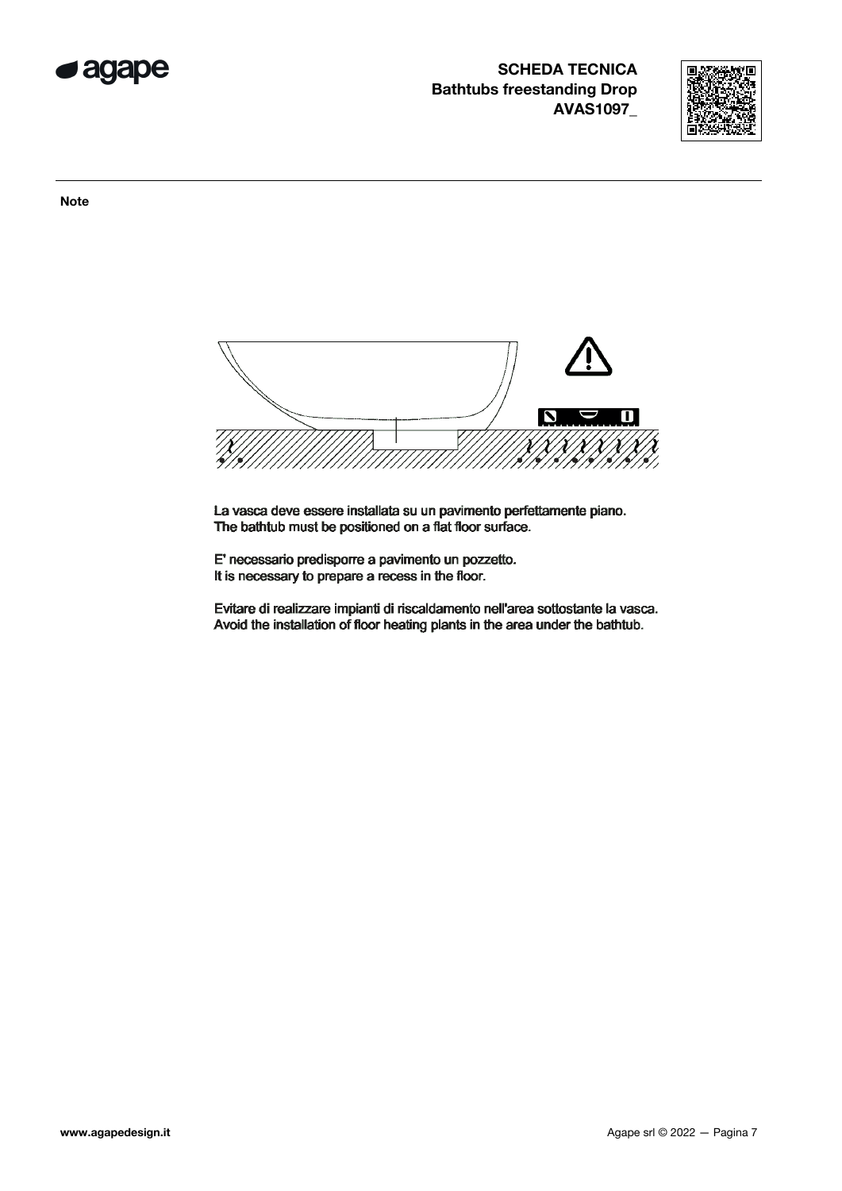**SCHEDA TECNICA**
**Bathtubs freestanding Drop**
**AVAS1097_**

**Note**

La vasca deve essere installata su un pavimento perfettamente piano.
The bathtub must be positioned on a flat floor surface.

E' necessario predisporre a pavimento un pozzetto.
It is necessary to prepare a recess in the floor.

Evitare di realizzare impianti di riscaldamento nell'area sottostante la vasca.
Avoid the installation of floor heating plants in the area under the bathtub.